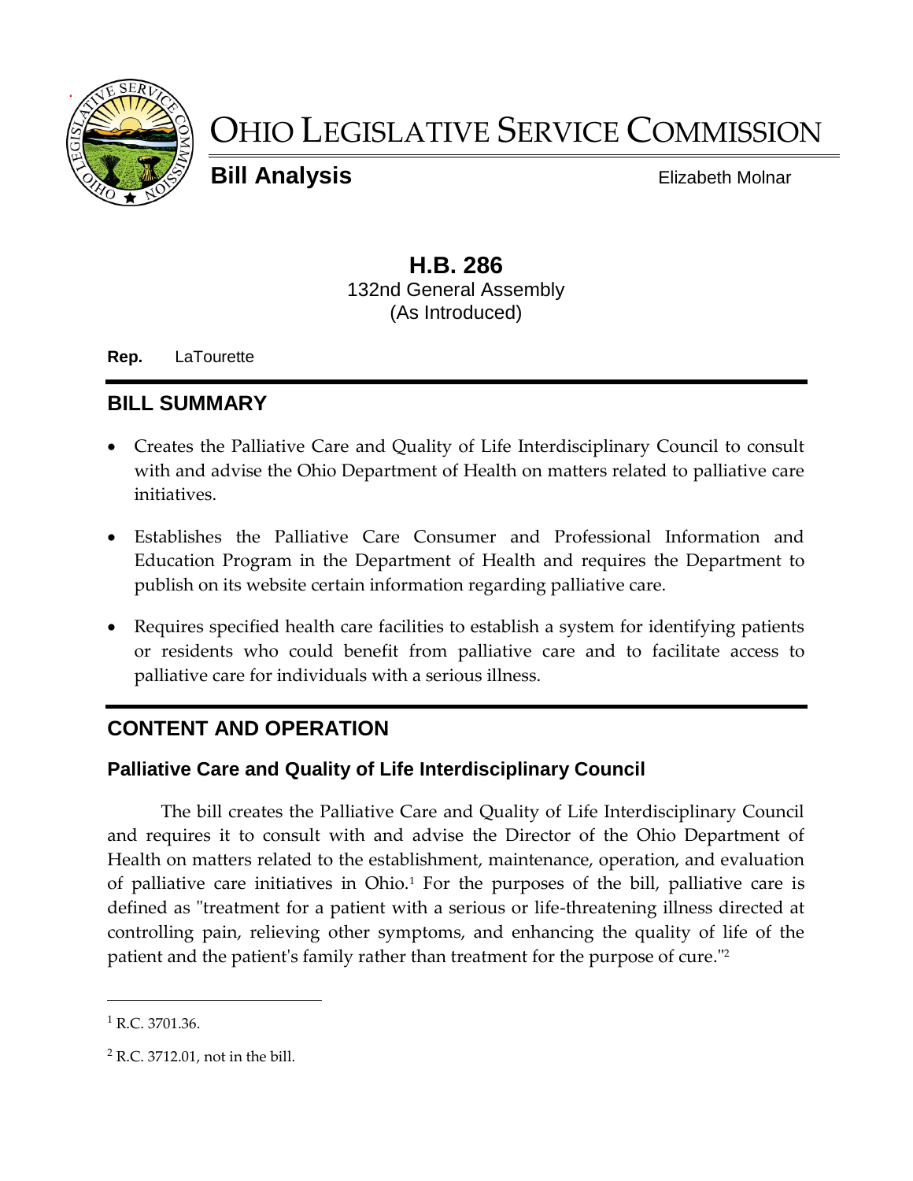# OHIO LEGISLATIVE SERVICE COMMISSION

**Bill Analysis** Elizabeth Molnar

## H.B. 286

132nd General Assembly
(As Introduced)

**Rep.** LaTourette

## BILL SUMMARY

- Creates the Palliative Care and Quality of Life Interdisciplinary Council to consult with and advise the Ohio Department of Health on matters related to palliative care initiatives.
- Establishes the Palliative Care Consumer and Professional Information and Education Program in the Department of Health and requires the Department to publish on its website certain information regarding palliative care.
- Requires specified health care facilities to establish a system for identifying patients or residents who could benefit from palliative care and to facilitate access to palliative care for individuals with a serious illness.

## CONTENT AND OPERATION

### Palliative Care and Quality of Life Interdisciplinary Council

The bill creates the Palliative Care and Quality of Life Interdisciplinary Council and requires it to consult with and advise the Director of the Ohio Department of Health on matters related to the establishment, maintenance, operation, and evaluation of palliative care initiatives in Ohio.[1] For the purposes of the bill, palliative care is defined as "treatment for a patient with a serious or life-threatening illness directed at controlling pain, relieving other symptoms, and enhancing the quality of life of the patient and the patient's family rather than treatment for the purpose of cure."[2]

---

[1] R.C. 3701.36.

[2] R.C. 3712.01, not in the bill.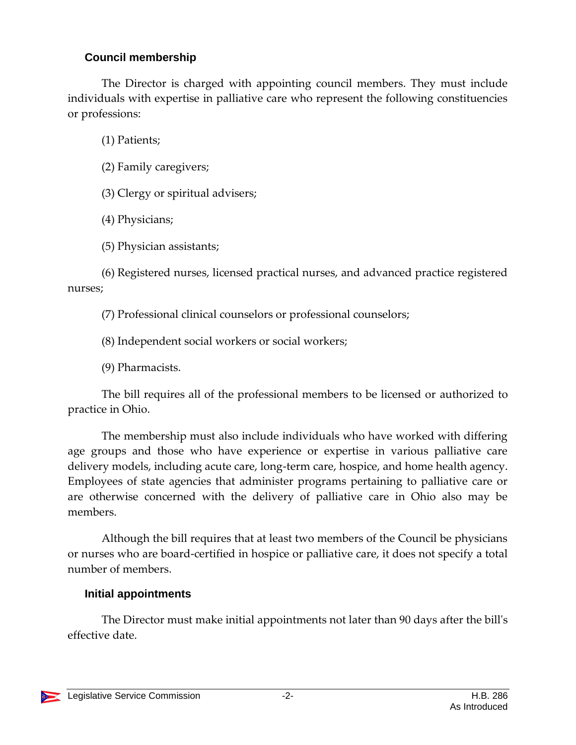### Council membership

The Director is charged with appointing council members. They must include individuals with expertise in palliative care who represent the following constituencies or professions:

(1) Patients;

(2) Family caregivers;

(3) Clergy or spiritual advisers;

(4) Physicians;

(5) Physician assistants;

(6) Registered nurses, licensed practical nurses, and advanced practice registered nurses;

(7) Professional clinical counselors or professional counselors;

(8) Independent social workers or social workers;

(9) Pharmacists.

The bill requires all of the professional members to be licensed or authorized to practice in Ohio.

The membership must also include individuals who have worked with differing age groups and those who have experience or expertise in various palliative care delivery models, including acute care, long-term care, hospice, and home health agency. Employees of state agencies that administer programs pertaining to palliative care or are otherwise concerned with the delivery of palliative care in Ohio also may be members.

Although the bill requires that at least two members of the Council be physicians or nurses who are board-certified in hospice or palliative care, it does not specify a total number of members.

### Initial appointments

The Director must make initial appointments not later than 90 days after the bill's effective date.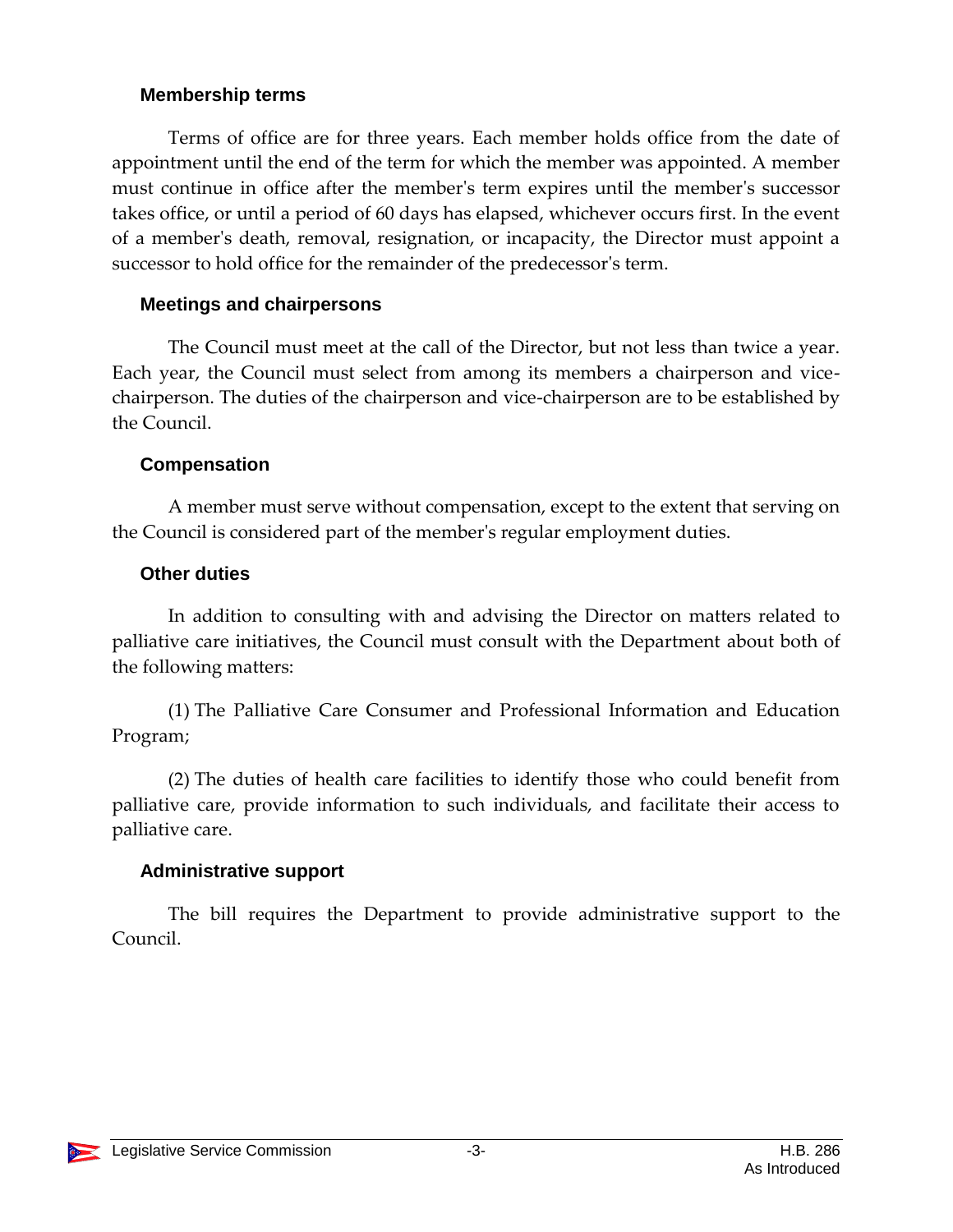### Membership terms

Terms of office are for three years. Each member holds office from the date of appointment until the end of the term for which the member was appointed. A member must continue in office after the member's term expires until the member's successor takes office, or until a period of 60 days has elapsed, whichever occurs first. In the event of a member's death, removal, resignation, or incapacity, the Director must appoint a successor to hold office for the remainder of the predecessor's term.

### Meetings and chairpersons

The Council must meet at the call of the Director, but not less than twice a year. Each year, the Council must select from among its members a chairperson and vice-chairperson. The duties of the chairperson and vice-chairperson are to be established by the Council.

### Compensation

A member must serve without compensation, except to the extent that serving on the Council is considered part of the member's regular employment duties.

### Other duties

In addition to consulting with and advising the Director on matters related to palliative care initiatives, the Council must consult with the Department about both of the following matters:

(1) The Palliative Care Consumer and Professional Information and Education Program;

(2) The duties of health care facilities to identify those who could benefit from palliative care, provide information to such individuals, and facilitate their access to palliative care.

### Administrative support

The bill requires the Department to provide administrative support to the Council.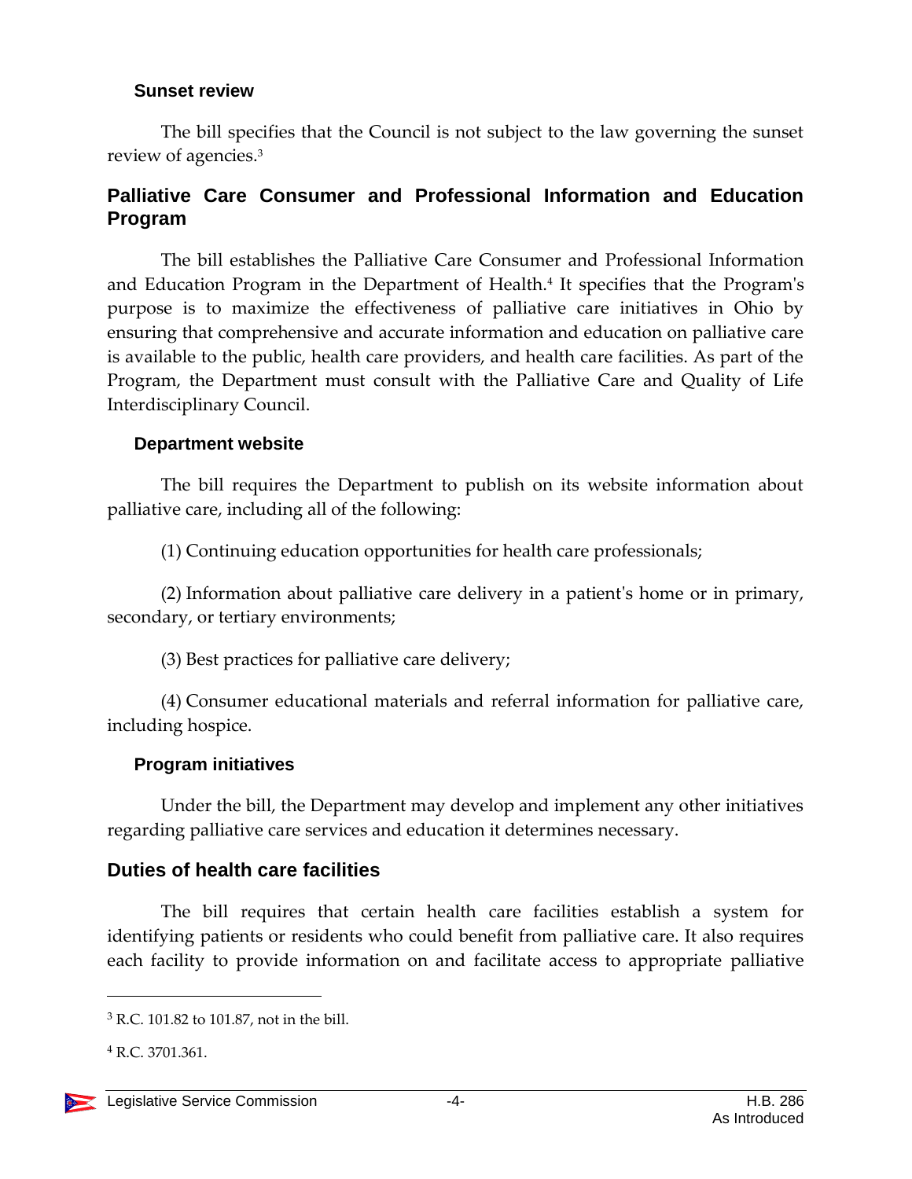### Sunset review

The bill specifies that the Council is not subject to the law governing the sunset review of agencies.[3]

## Palliative Care Consumer and Professional Information and Education Program

The bill establishes the Palliative Care Consumer and Professional Information and Education Program in the Department of Health.[4] It specifies that the Program's purpose is to maximize the effectiveness of palliative care initiatives in Ohio by ensuring that comprehensive and accurate information and education on palliative care is available to the public, health care providers, and health care facilities. As part of the Program, the Department must consult with the Palliative Care and Quality of Life Interdisciplinary Council.

### Department website

The bill requires the Department to publish on its website information about palliative care, including all of the following:

(1) Continuing education opportunities for health care professionals;

(2) Information about palliative care delivery in a patient's home or in primary, secondary, or tertiary environments;

(3) Best practices for palliative care delivery;

(4) Consumer educational materials and referral information for palliative care, including hospice.

### Program initiatives

Under the bill, the Department may develop and implement any other initiatives regarding palliative care services and education it determines necessary.

## Duties of health care facilities

The bill requires that certain health care facilities establish a system for identifying patients or residents who could benefit from palliative care. It also requires each facility to provide information on and facilitate access to appropriate palliative

---

[3] R.C. 101.82 to 101.87, not in the bill.

[4] R.C. 3701.361.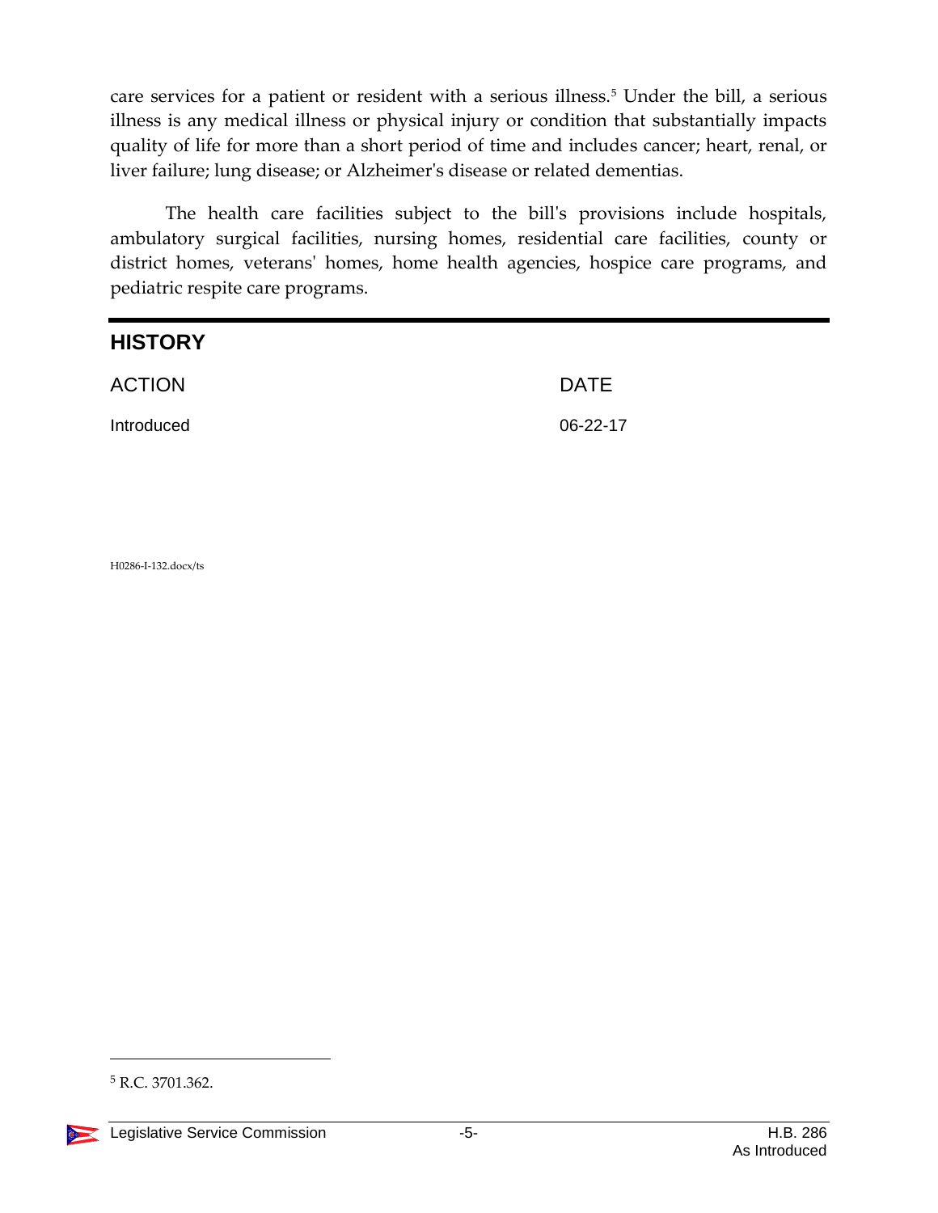care services for a patient or resident with a serious illness.[5] Under the bill, a serious illness is any medical illness or physical injury or condition that substantially impacts quality of life for more than a short period of time and includes cancer; heart, renal, or liver failure; lung disease; or Alzheimer's disease or related dementias.

The health care facilities subject to the bill's provisions include hospitals, ambulatory surgical facilities, nursing homes, residential care facilities, county or district homes, veterans' homes, home health agencies, hospice care programs, and pediatric respite care programs.

## HISTORY

| ACTION | DATE |
|---|---|
| Introduced | 06-22-17 |

H0286-I-132.docx/ts

[5] R.C. 3701.362.